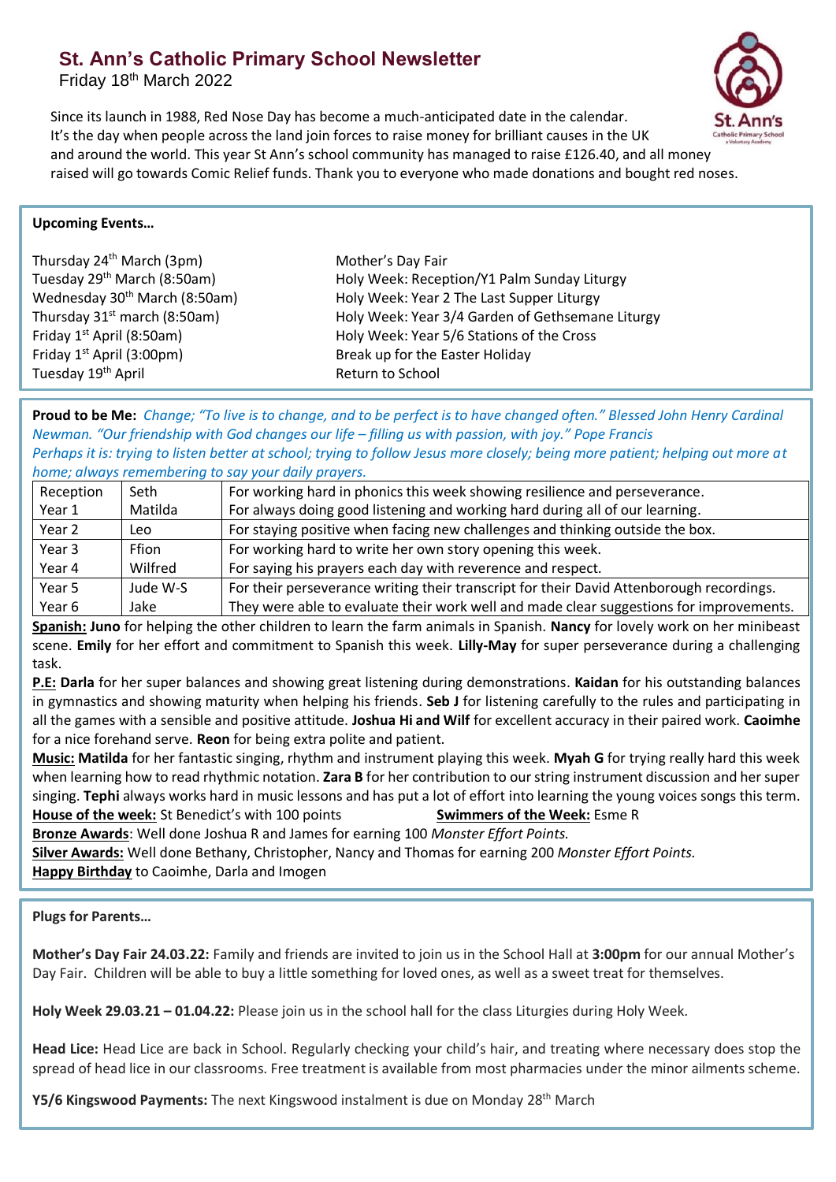# St. Ann's Catholic Primary School Newsletter

Friday 18th March 2022

Since its launch in 1988, Red Nose Day has become a much-anticipated date in the calendar. It's the day when people across the land join forces to raise money for brilliant causes in the UK and around the world. This year St Ann's school community has managed to raise £126.40, and all money raised will go towards Comic Relief funds. Thank you to everyone who made donations and bought red noses.

**Upcoming Events…**

| | |
|---|---|
| Thursday 24th March (3pm) | Mother's Day Fair |
| Tuesday 29th March (8:50am) | Holy Week: Reception/Y1 Palm Sunday Liturgy |
| Wednesday 30th March (8:50am) | Holy Week: Year 2 The Last Supper Liturgy |
| Thursday 31st march (8:50am) | Holy Week: Year 3/4 Garden of Gethsemane Liturgy |
| Friday 1st April (8:50am) | Holy Week: Year 5/6 Stations of the Cross |
| Friday 1st April (3:00pm) | Break up for the Easter Holiday |
| Tuesday 19th April | Return to School |

**Proud to be Me:** *Change; "To live is to change, and to be perfect is to have changed often." Blessed John Henry Cardinal Newman. "Our friendship with God changes our life – filling us with passion, with joy." Pope Francis*
*Perhaps it is: trying to listen better at school; trying to follow Jesus more closely; being more patient; helping out more at home; always remembering to say your daily prayers.*

| | | |
|---|---|---|
| Reception | Seth | For working hard in phonics this week showing resilience and perseverance. |
| Year 1 | Matilda | For always doing good listening and working hard during all of our learning. |
| Year 2 | Leo | For staying positive when facing new challenges and thinking outside the box. |
| Year 3 | Ffion | For working hard to write her own story opening this week. |
| Year 4 | Wilfred | For saying his prayers each day with reverence and respect. |
| Year 5 | Jude W-S | For their perseverance writing their transcript for their David Attenborough recordings. |
| Year 6 | Jake | They were able to evaluate their work well and made clear suggestions for improvements. |

**Spanish:** **Juno** for helping the other children to learn the farm animals in Spanish. **Nancy** for lovely work on her minibeast scene. **Emily** for her effort and commitment to Spanish this week. **Lilly-May** for super perseverance during a challenging task.

**P.E:** **Darla** for her super balances and showing great listening during demonstrations. **Kaidan** for his outstanding balances in gymnastics and showing maturity when helping his friends. **Seb J** for listening carefully to the rules and participating in all the games with a sensible and positive attitude. **Joshua Hi and Wilf** for excellent accuracy in their paired work. **Caoimhe** for a nice forehand serve. **Reon** for being extra polite and patient.

**Music:** **Matilda** for her fantastic singing, rhythm and instrument playing this week. **Myah G** for trying really hard this week when learning how to read rhythmic notation. **Zara B** for her contribution to our string instrument discussion and her super singing. **Tephi** always works hard in music lessons and has put a lot of effort into learning the young voices songs this term.

**House of the week:** St Benedict's with 100 points

**Swimmers of the Week:** Esme R

**Bronze Awards**: Well done Joshua R and James for earning 100 *Monster Effort Points.*

**Silver Awards:** Well done Bethany, Christopher, Nancy and Thomas for earning 200 *Monster Effort Points.*

**Happy Birthday** to Caoimhe, Darla and Imogen

**Plugs for Parents…**

**Mother's Day Fair 24.03.22:** Family and friends are invited to join us in the School Hall at **3:00pm** for our annual Mother's Day Fair. Children will be able to buy a little something for loved ones, as well as a sweet treat for themselves.

**Holy Week 29.03.21 – 01.04.22:** Please join us in the school hall for the class Liturgies during Holy Week.

**Head Lice:** Head Lice are back in School. Regularly checking your child's hair, and treating where necessary does stop the spread of head lice in our classrooms. Free treatment is available from most pharmacies under the minor ailments scheme.

**Y5/6 Kingswood Payments:** The next Kingswood instalment is due on Monday 28th March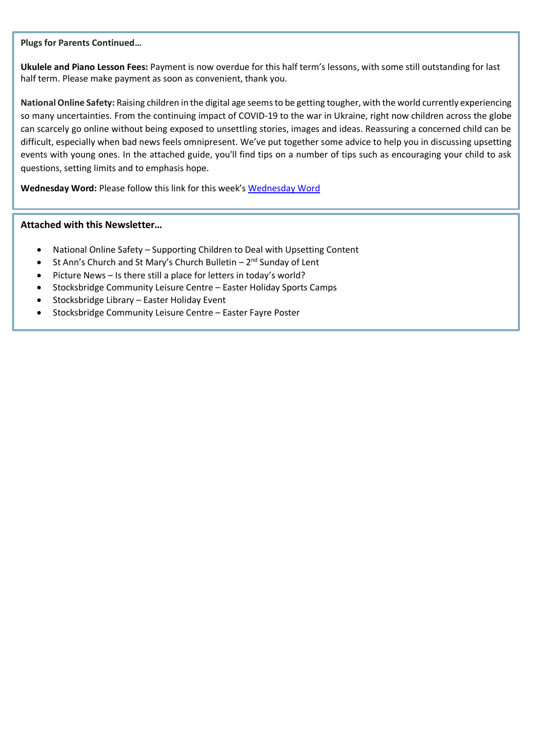**Plugs for Parents Continued…**

**Ukulele and Piano Lesson Fees:** Payment is now overdue for this half term's lessons, with some still outstanding for last half term. Please make payment as soon as convenient, thank you.

**National Online Safety:** Raising children in the digital age seems to be getting tougher, with the world currently experiencing so many uncertainties. From the continuing impact of COVID-19 to the war in Ukraine, right now children across the globe can scarcely go online without being exposed to unsettling stories, images and ideas. Reassuring a concerned child can be difficult, especially when bad news feels omnipresent. We've put together some advice to help you in discussing upsetting events with young ones. In the attached guide, you'll find tips on a number of tips such as encouraging your child to ask questions, setting limits and to emphasis hope.

**Wednesday Word:** Please follow this link for this week's Wednesday Word

## Attached with this Newsletter…

- National Online Safety – Supporting Children to Deal with Upsetting Content
- St Ann's Church and St Mary's Church Bulletin – 2nd Sunday of Lent
- Picture News – Is there still a place for letters in today's world?
- Stocksbridge Community Leisure Centre – Easter Holiday Sports Camps
- Stocksbridge Library – Easter Holiday Event
- Stocksbridge Community Leisure Centre – Easter Fayre Poster